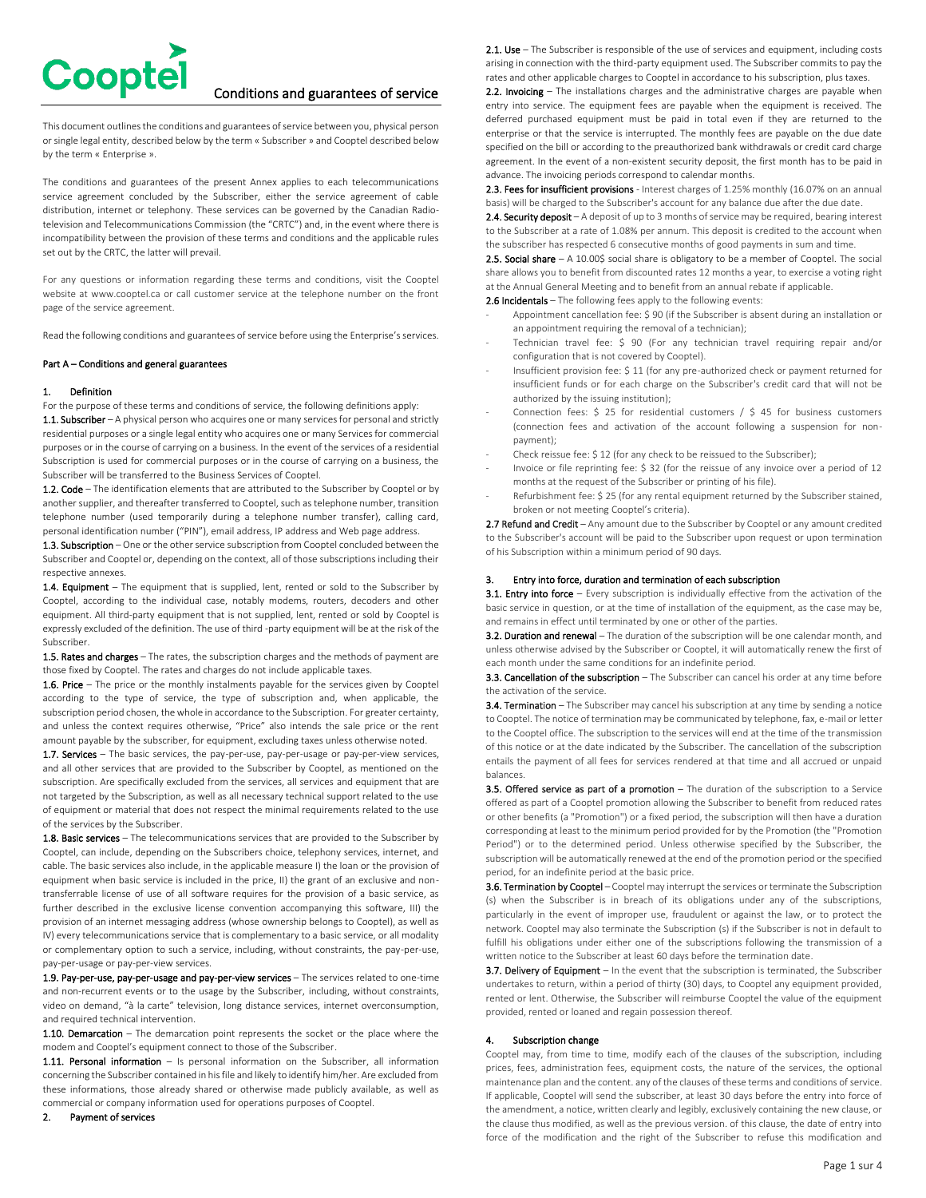# Cooptel

## Conditions and guarantees of service

This document outlines the conditions and guarantees of service between you, physical person or single legal entity, described below by the term « Subscriber » and Cooptel described below by the term « Enterprise ».

The conditions and guarantees of the present Annex applies to each telecommunications service agreement concluded by the Subscriber, either the service agreement of cable distribution, internet or telephony. These services can be governed by the Canadian Radio-television and Telecommunications Commission (the "CRTC") and, in the event where there is incompatibility between the provision of these terms and conditions and the applicable rules set out by the CRTC, the latter will prevail.

For any questions or information regarding these terms and conditions, visit the Cooptel website at www.cooptel.ca or call customer service at the telephone number on the front page of the service agreement.

Read the following conditions and guarantees of service before using the Enterprise's services.

### Part A – Conditions and general guarantees

#### 1. Definition

For the purpose of these terms and conditions of service, the following definitions apply:

**1.1. Subscriber** – A physical person who acquires one or many services for personal and strictly residential purposes or a single legal entity who acquires one or many Services for commercial purposes or in the course of carrying on a business. In the event of the services of a residential Subscription is used for commercial purposes or in the course of carrying on a business, the Subscriber will be transferred to the Business Services of Cooptel.

**1.2. Code** – The identification elements that are attributed to the Subscriber by Cooptel or by another supplier, and thereafter transferred to Cooptel, such as telephone number, transition telephone number (used temporarily during a telephone number transfer), calling card, personal identification number ("PIN"), email address, IP address and Web page address.

**1.3. Subscription** – One or the other service subscription from Cooptel concluded between the Subscriber and Cooptel or, depending on the context, all of those subscriptions including their respective annexes.

**1.4. Equipment** – The equipment that is supplied, lent, rented or sold to the Subscriber by Cooptel, according to the individual case, notably modems, routers, decoders and other equipment. All third-party equipment that is not supplied, lent, rented or sold by Cooptel is expressly excluded of the definition. The use of third -party equipment will be at the risk of the Subscriber.

**1.5. Rates and charges** – The rates, the subscription charges and the methods of payment are those fixed by Cooptel. The rates and charges do not include applicable taxes.

**1.6. Price** – The price or the monthly instalments payable for the services given by Cooptel according to the type of service, the type of subscription and, when applicable, the subscription period chosen, the whole in accordance to the Subscription. For greater certainty, and unless the context requires otherwise, "Price" also intends the sale price or the rent amount payable by the subscriber, for equipment, excluding taxes unless otherwise noted.

**1.7. Services** – The basic services, the pay-per-use, pay-per-usage or pay-per-view services, and all other services that are provided to the Subscriber by Cooptel, as mentioned on the subscription. Are specifically excluded from the services, all services and equipment that are not targeted by the Subscription, as well as all necessary technical support related to the use of equipment or material that does not respect the minimal requirements related to the use of the services by the Subscriber.

**1.8. Basic services** – The telecommunications services that are provided to the Subscriber by Cooptel, can include, depending on the Subscribers choice, telephony services, internet, and cable. The basic services also include, in the applicable measure I) the loan or the provision of equipment when basic service is included in the price, II) the grant of an exclusive and non-transferrable license of use of all software requires for the provision of a basic service, as further described in the exclusive license convention accompanying this software, III) the provision of an internet messaging address (whose ownership belongs to Cooptel), as well as IV) every telecommunications service that is complementary to a basic service, or all modality or complementary option to such a service, including, without constraints, the pay-per-use, pay-per-usage or pay-per-view services.

**1.9. Pay-per-use, pay-per-usage and pay-per-view services** – The services related to one-time and non-recurrent events or to the usage by the Subscriber, including, without constraints, video on demand, "à la carte" television, long distance services, internet overconsumption, and required technical intervention.

**1.10. Demarcation** – The demarcation point represents the socket or the place where the modem and Cooptel's equipment connect to those of the Subscriber.

**1.11. Personal information** – Is personal information on the Subscriber, all information concerning the Subscriber contained in his file and likely to identify him/her. Are excluded from these informations, those already shared or otherwise made publicly available, as well as commercial or company information used for operations purposes of Cooptel.

#### 2. Payment of services

**2.1. Use** – The Subscriber is responsible of the use of services and equipment, including costs arising in connection with the third-party equipment used. The Subscriber commits to pay the rates and other applicable charges to Cooptel in accordance to his subscription, plus taxes.

**2.2. Invoicing** – The installations charges and the administrative charges are payable when entry into service. The equipment fees are payable when the equipment is received. The deferred purchased equipment must be paid in total even if they are returned to the enterprise or that the service is interrupted. The monthly fees are payable on the due date specified on the bill or according to the preauthorized bank withdrawals or credit card charge agreement. In the event of a non-existent security deposit, the first month has to be paid in advance. The invoicing periods correspond to calendar months.

**2.3. Fees for insufficient provisions** - Interest charges of 1.25% monthly (16.07% on an annual basis) will be charged to the Subscriber's account for any balance due after the due date.

**2.4. Security deposit** – A deposit of up to 3 months of service may be required, bearing interest to the Subscriber at a rate of 1.08% per annum. This deposit is credited to the account when the subscriber has respected 6 consecutive months of good payments in sum and time.

**2.5. Social share** – A 10.00$ social share is obligatory to be a member of Cooptel. The social share allows you to benefit from discounted rates 12 months a year, to exercise a voting right at the Annual General Meeting and to benefit from an annual rebate if applicable.

**2.6 Incidentals** – The following fees apply to the following events:

- Appointment cancellation fee: $ 90 (if the Subscriber is absent during an installation or an appointment requiring the removal of a technician);
- Technician travel fee: $ 90 (For any technician travel requiring repair and/or configuration that is not covered by Cooptel).
- Insufficient provision fee: $ 11 (for any pre-authorized check or payment returned for insufficient funds or for each charge on the Subscriber's credit card that will not be authorized by the issuing institution);
- Connection fees: $ 25 for residential customers / $ 45 for business customers (connection fees and activation of the account following a suspension for non-payment);
- Check reissue fee: $ 12 (for any check to be reissued to the Subscriber);
- Invoice or file reprinting fee: $ 32 (for the reissue of any invoice over a period of 12 months at the request of the Subscriber or printing of his file).
- Refurbishment fee: $ 25 (for any rental equipment returned by the Subscriber stained, broken or not meeting Cooptel's criteria).

**2.7 Refund and Credit** – Any amount due to the Subscriber by Cooptel or any amount credited to the Subscriber's account will be paid to the Subscriber upon request or upon termination of his Subscription within a minimum period of 90 days.

#### 3. Entry into force, duration and termination of each subscription

**3.1. Entry into force** – Every subscription is individually effective from the activation of the basic service in question, or at the time of installation of the equipment, as the case may be, and remains in effect until terminated by one or other of the parties.

**3.2. Duration and renewal** – The duration of the subscription will be one calendar month, and unless otherwise advised by the Subscriber or Cooptel, it will automatically renew the first of each month under the same conditions for an indefinite period.

**3.3. Cancellation of the subscription** – The Subscriber can cancel his order at any time before the activation of the service.

**3.4. Termination** – The Subscriber may cancel his subscription at any time by sending a notice to Cooptel. The notice of termination may be communicated by telephone, fax, e-mail or letter to the Cooptel office. The subscription to the services will end at the time of the transmission of this notice or at the date indicated by the Subscriber. The cancellation of the subscription entails the payment of all fees for services rendered at that time and all accrued or unpaid balances.

**3.5. Offered service as part of a promotion** – The duration of the subscription to a Service offered as part of a Cooptel promotion allowing the Subscriber to benefit from reduced rates or other benefits (a "Promotion") or a fixed period, the subscription will then have a duration corresponding at least to the minimum period provided for by the Promotion (the "Promotion Period") or to the determined period. Unless otherwise specified by the Subscriber, the subscription will be automatically renewed at the end of the promotion period or the specified period, for an indefinite period at the basic price.

**3.6. Termination by Cooptel** – Cooptel may interrupt the services or terminate the Subscription (s) when the Subscriber is in breach of its obligations under any of the subscriptions, particularly in the event of improper use, fraudulent or against the law, or to protect the network. Cooptel may also terminate the Subscription (s) if the Subscriber is not in default to fulfill his obligations under either one of the subscriptions following the transmission of a written notice to the Subscriber at least 60 days before the termination date.

**3.7. Delivery of Equipment** – In the event that the subscription is terminated, the Subscriber undertakes to return, within a period of thirty (30) days, to Cooptel any equipment provided, rented or lent. Otherwise, the Subscriber will reimburse Cooptel the value of the equipment provided, rented or loaned and regain possession thereof.

#### 4. Subscription change

Cooptel may, from time to time, modify each of the clauses of the subscription, including prices, fees, administration fees, equipment costs, the nature of the services, the optional maintenance plan and the content. any of the clauses of these terms and conditions of service. If applicable, Cooptel will send the subscriber, at least 30 days before the entry into force of the amendment, a notice, written clearly and legibly, exclusively containing the new clause, or the clause thus modified, as well as the previous version. of this clause, the date of entry into force of the modification and the right of the Subscriber to refuse this modification and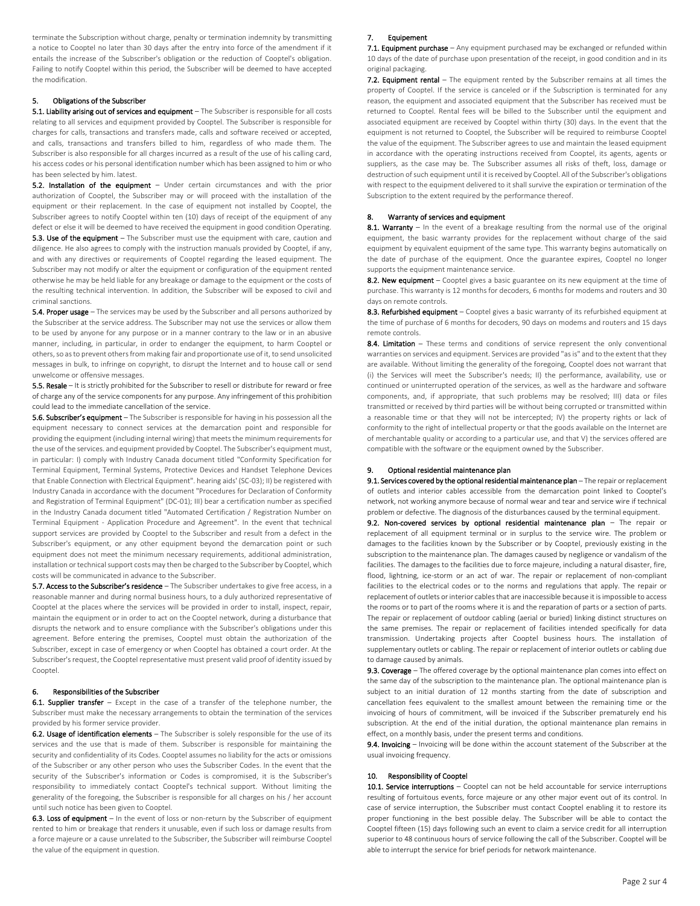terminate the Subscription without charge, penalty or termination indemnity by transmitting a notice to Cooptel no later than 30 days after the entry into force of the amendment if it entails the increase of the Subscriber's obligation or the reduction of Cooptel's obligation. Failing to notify Cooptel within this period, the Subscriber will be deemed to have accepted the modification.

## 5. Obligations of the Subscriber

**5.1. Liability arising out of services and equipment** – The Subscriber is responsible for all costs relating to all services and equipment provided by Cooptel. The Subscriber is responsible for charges for calls, transactions and transfers made, calls and software received or accepted, and calls, transactions and transfers billed to him, regardless of who made them. The Subscriber is also responsible for all charges incurred as a result of the use of his calling card, his access codes or his personal identification number which has been assigned to him or who has been selected by him. latest.

**5.2. Installation of the equipment** – Under certain circumstances and with the prior authorization of Cooptel, the Subscriber may or will proceed with the installation of the equipment or their replacement. In the case of equipment not installed by Cooptel, the Subscriber agrees to notify Cooptel within ten (10) days of receipt of the equipment of any defect or else it will be deemed to have received the equipment in good condition Operating.

**5.3. Use of the equipment** – The Subscriber must use the equipment with care, caution and diligence. He also agrees to comply with the instruction manuals provided by Cooptel, if any, and with any directives or requirements of Cooptel regarding the leased equipment. The Subscriber may not modify or alter the equipment or configuration of the equipment rented otherwise he may be held liable for any breakage or damage to the equipment or the costs of the resulting technical intervention. In addition, the Subscriber will be exposed to civil and criminal sanctions.

**5.4. Proper usage** – The services may be used by the Subscriber and all persons authorized by the Subscriber at the service address. The Subscriber may not use the services or allow them to be used by anyone for any purpose or in a manner contrary to the law or in an abusive manner, including, in particular, in order to endanger the equipment, to harm Cooptel or others, so as to prevent others from making fair and proportionate use of it, to send unsolicited messages in bulk, to infringe on copyright, to disrupt the Internet and to house call or send unwelcome or offensive messages.

**5.5. Resale** – It is strictly prohibited for the Subscriber to resell or distribute for reward or free of charge any of the service components for any purpose. Any infringement of this prohibition could lead to the immediate cancellation of the service.

**5.6. Subscriber's equipment** – The Subscriber is responsible for having in his possession all the equipment necessary to connect services at the demarcation point and responsible for providing the equipment (including internal wiring) that meets the minimum requirements for the use of the services. and equipment provided by Cooptel. The Subscriber's equipment must, in particular: I) comply with Industry Canada document titled "Conformity Specification for Terminal Equipment, Terminal Systems, Protective Devices and Handset Telephone Devices that Enable Connection with Electrical Equipment". hearing aids' (SC-03); II) be registered with Industry Canada in accordance with the document "Procedures for Declaration of Conformity and Registration of Terminal Equipment" (DC-01); III) bear a certification number as specified in the Industry Canada document titled "Automated Certification / Registration Number on Terminal Equipment - Application Procedure and Agreement". In the event that technical support services are provided by Cooptel to the Subscriber and result from a defect in the Subscriber's equipment, or any other equipment beyond the demarcation point or such equipment does not meet the minimum necessary requirements, additional administration, installation or technical support costs may then be charged to the Subscriber by Cooptel, which costs will be communicated in advance to the Subscriber.

**5.7. Access to the Subscriber's residence** – The Subscriber undertakes to give free access, in a reasonable manner and during normal business hours, to a duly authorized representative of Cooptel at the places where the services will be provided in order to install, inspect, repair, maintain the equipment or in order to act on the Cooptel network, during a disturbance that disrupts the network and to ensure compliance with the Subscriber's obligations under this agreement. Before entering the premises, Cooptel must obtain the authorization of the Subscriber, except in case of emergency or when Cooptel has obtained a court order. At the Subscriber's request, the Cooptel representative must present valid proof of identity issued by Cooptel.

## 6. Responsibilities of the Subscriber

**6.1. Supplier transfer** – Except in the case of a transfer of the telephone number, the Subscriber must make the necessary arrangements to obtain the termination of the services provided by his former service provider.

**6.2. Usage of identification elements** – The Subscriber is solely responsible for the use of its services and the use that is made of them. Subscriber is responsible for maintaining the security and confidentiality of its Codes. Cooptel assumes no liability for the acts or omissions of the Subscriber or any other person who uses the Subscriber Codes. In the event that the security of the Subscriber's information or Codes is compromised, it is the Subscriber's responsibility to immediately contact Cooptel's technical support. Without limiting the generality of the foregoing, the Subscriber is responsible for all charges on his / her account until such notice has been given to Cooptel.

**6.3. Loss of equipment** – In the event of loss or non-return by the Subscriber of equipment rented to him or breakage that renders it unusable, even if such loss or damage results from a force majeure or a cause unrelated to the Subscriber, the Subscriber will reimburse Cooptel the value of the equipment in question.

## 7. Equipement

**7.1. Equipment purchase** – Any equipment purchased may be exchanged or refunded within 10 days of the date of purchase upon presentation of the receipt, in good condition and in its original packaging.

**7.2. Equipment rental** – The equipment rented by the Subscriber remains at all times the property of Cooptel. If the service is canceled or if the Subscription is terminated for any reason, the equipment and associated equipment that the Subscriber has received must be returned to Cooptel. Rental fees will be billed to the Subscriber until the equipment and associated equipment are received by Cooptel within thirty (30) days. In the event that the equipment is not returned to Cooptel, the Subscriber will be required to reimburse Cooptel the value of the equipment. The Subscriber agrees to use and maintain the leased equipment in accordance with the operating instructions received from Cooptel, its agents, agents or suppliers, as the case may be. The Subscriber assumes all risks of theft, loss, damage or destruction of such equipment until it is received by Cooptel. All of the Subscriber's obligations with respect to the equipment delivered to it shall survive the expiration or termination of the Subscription to the extent required by the performance thereof.

## 8. Warranty of services and equipment

**8.1. Warranty** – In the event of a breakage resulting from the normal use of the original equipment, the basic warranty provides for the replacement without charge of the said equipment by equivalent equipment of the same type. This warranty begins automatically on the date of purchase of the equipment. Once the guarantee expires, Cooptel no longer supports the equipment maintenance service.

**8.2. New equipment** – Cooptel gives a basic guarantee on its new equipment at the time of purchase. This warranty is 12 months for decoders, 6 months for modems and routers and 30 days on remote controls.

**8.3. Refurbished equipment** – Cooptel gives a basic warranty of its refurbished equipment at the time of purchase of 6 months for decoders, 90 days on modems and routers and 15 days remote controls.

**8.4. Limitation** – These terms and conditions of service represent the only conventional warranties on services and equipment. Services are provided "as is" and to the extent that they are available. Without limiting the generality of the foregoing, Cooptel does not warrant that (i) the Services will meet the Subscriber's needs; II) the performance, availability, use or continued or uninterrupted operation of the services, as well as the hardware and software components, and, if appropriate, that such problems may be resolved; III) data or files transmitted or received by third parties will be without being corrupted or transmitted within a reasonable time or that they will not be intercepted; IV) the property rights or lack of conformity to the right of intellectual property or that the goods available on the Internet are of merchantable quality or according to a particular use, and that V) the services offered are compatible with the software or the equipment owned by the Subscriber.

## 9. Optional residential maintenance plan

**9.1. Services covered by the optional residential maintenance plan** – The repair or replacement of outlets and interior cables accessible from the demarcation point linked to Cooptel's network, not working anymore because of normal wear and tear and service wire if technical problem or defective. The diagnosis of the disturbances caused by the terminal equipment.

**9.2. Non-covered services by optional residential maintenance plan** – The repair or replacement of all equipment terminal or in surplus to the service wire. The problem or damages to the facilities known by the Subscriber or by Cooptel, previously existing in the subscription to the maintenance plan. The damages caused by negligence or vandalism of the facilities. The damages to the facilities due to force majeure, including a natural disaster, fire, flood, lightning, ice-storm or an act of war. The repair or replacement of non-compliant facilities to the electrical codes or to the norms and regulations that apply. The repair or replacement of outlets or interior cables that are inaccessible because it is impossible to access the rooms or to part of the rooms where it is and the reparation of parts or a section of parts. The repair or replacement of outdoor cabling (aerial or buried) linking distinct structures on the same premises. The repair or replacement of facilities intended specifically for data transmission. Undertaking projects after Cooptel business hours. The installation of supplementary outlets or cabling. The repair or replacement of interior outlets or cabling due to damage caused by animals.

**9.3. Coverage** – The offered coverage by the optional maintenance plan comes into effect on the same day of the subscription to the maintenance plan. The optional maintenance plan is subject to an initial duration of 12 months starting from the date of subscription and cancellation fees equivalent to the smallest amount between the remaining time or the invoicing of hours of commitment, will be invoiced if the Subscriber prematurely end his subscription. At the end of the initial duration, the optional maintenance plan remains in effect, on a monthly basis, under the present terms and conditions.

**9.4. Invoicing** – Invoicing will be done within the account statement of the Subscriber at the usual invoicing frequency.

## 10. Responsibility of Cooptel

**10.1. Service interruptions** – Cooptel can not be held accountable for service interruptions resulting of fortuitous events, force majeure or any other major event out of its control. In case of service interruption, the Subscriber must contact Cooptel enabling it to restore its proper functioning in the best possible delay. The Subscriber will be able to contact the Cooptel fifteen (15) days following such an event to claim a service credit for all interruption superior to 48 continuous hours of service following the call of the Subscriber. Cooptel will be able to interrupt the service for brief periods for network maintenance.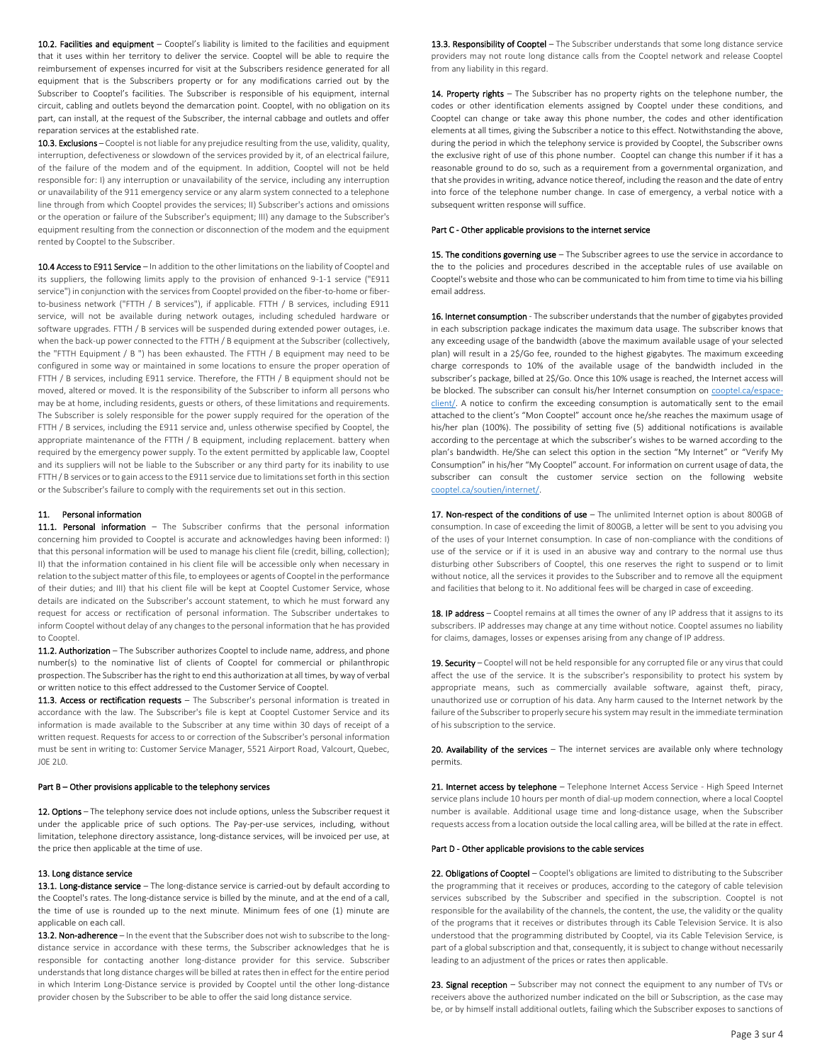**10.2. Facilities and equipment** – Cooptel's liability is limited to the facilities and equipment that it uses within her territory to deliver the service. Cooptel will be able to require the reimbursement of expenses incurred for visit at the Subscribers residence generated for all equipment that is the Subscribers property or for any modifications carried out by the Subscriber to Cooptel's facilities. The Subscriber is responsible of his equipment, internal circuit, cabling and outlets beyond the demarcation point. Cooptel, with no obligation on its part, can install, at the request of the Subscriber, the internal cabbage and outlets and offer reparation services at the established rate.

**10.3. Exclusions** – Cooptel is not liable for any prejudice resulting from the use, validity, quality, interruption, defectiveness or slowdown of the services provided by it, of an electrical failure, of the failure of the modem and of the equipment. In addition, Cooptel will not be held responsible for: I) any interruption or unavailability of the service, including any interruption or unavailability of the 911 emergency service or any alarm system connected to a telephone line through from which Cooptel provides the services; II) Subscriber's actions and omissions or the operation or failure of the Subscriber's equipment; III) any damage to the Subscriber's equipment resulting from the connection or disconnection of the modem and the equipment rented by Cooptel to the Subscriber.

**10.4 Access to E911 Service** – In addition to the other limitations on the liability of Cooptel and its suppliers, the following limits apply to the provision of enhanced 9-1-1 service ("E911 service") in conjunction with the services from Cooptel provided on the fiber-to-home or fiber-to-business network ("FTTH / B services"), if applicable. FTTH / B services, including E911 service, will not be available during network outages, including scheduled hardware or software upgrades. FTTH / B services will be suspended during extended power outages, i.e. when the back-up power connected to the FTTH / B equipment at the Subscriber (collectively, the "FTTH Equipment / B ") has been exhausted. The FTTH / B equipment may need to be configured in some way or maintained in some locations to ensure the proper operation of FTTH / B services, including E911 service. Therefore, the FTTH / B equipment should not be moved, altered or moved. It is the responsibility of the Subscriber to inform all persons who may be at home, including residents, guests or others, of these limitations and requirements. The Subscriber is solely responsible for the power supply required for the operation of the FTTH / B services, including the E911 service and, unless otherwise specified by Cooptel, the appropriate maintenance of the FTTH / B equipment, including replacement. battery when required by the emergency power supply. To the extent permitted by applicable law, Cooptel and its suppliers will not be liable to the Subscriber or any third party for its inability to use FTTH / B services or to gain access to the E911 service due to limitations set forth in this section or the Subscriber's failure to comply with the requirements set out in this section.

## 11. Personal information

**11.1. Personal information** – The Subscriber confirms that the personal information concerning him provided to Cooptel is accurate and acknowledges having been informed: I) that this personal information will be used to manage his client file (credit, billing, collection); II) that the information contained in his client file will be accessible only when necessary in relation to the subject matter of this file, to employees or agents of Cooptel in the performance of their duties; and III) that his client file will be kept at Cooptel Customer Service, whose details are indicated on the Subscriber's account statement, to which he must forward any request for access or rectification of personal information. The Subscriber undertakes to inform Cooptel without delay of any changes to the personal information that he has provided to Cooptel.

**11.2. Authorization** – The Subscriber authorizes Cooptel to include name, address, and phone number(s) to the nominative list of clients of Cooptel for commercial or philanthropic prospection. The Subscriber has the right to end this authorization at all times, by way of verbal or written notice to this effect addressed to the Customer Service of Cooptel.

**11.3. Access or rectification requests** – The Subscriber's personal information is treated in accordance with the law. The Subscriber's file is kept at Cooptel Customer Service and its information is made available to the Subscriber at any time within 30 days of receipt of a written request. Requests for access to or correction of the Subscriber's personal information must be sent in writing to: Customer Service Manager, 5521 Airport Road, Valcourt, Quebec, J0E 2L0.

## Part B – Other provisions applicable to the telephony services

**12. Options** – The telephony service does not include options, unless the Subscriber request it under the applicable price of such options. The Pay-per-use services, including, without limitation, telephone directory assistance, long-distance services, will be invoiced per use, at the price then applicable at the time of use.

### 13. Long distance service

**13.1. Long-distance service** – The long-distance service is carried-out by default according to the Cooptel's rates. The long-distance service is billed by the minute, and at the end of a call, the time of use is rounded up to the next minute. Minimum fees of one (1) minute are applicable on each call.

**13.2. Non-adherence** – In the event that the Subscriber does not wish to subscribe to the long-distance service in accordance with these terms, the Subscriber acknowledges that he is responsible for contacting another long-distance provider for this service. Subscriber understands that long distance charges will be billed at rates then in effect for the entire period in which Interim Long-Distance service is provided by Cooptel until the other long-distance provider chosen by the Subscriber to be able to offer the said long distance service.

**13.3. Responsibility of Cooptel** – The Subscriber understands that some long distance service providers may not route long distance calls from the Cooptel network and release Cooptel from any liability in this regard.

**14. Property rights** – The Subscriber has no property rights on the telephone number, the codes or other identification elements assigned by Cooptel under these conditions, and Cooptel can change or take away this phone number, the codes and other identification elements at all times, giving the Subscriber a notice to this effect. Notwithstanding the above, during the period in which the telephony service is provided by Cooptel, the Subscriber owns the exclusive right of use of this phone number. Cooptel can change this number if it has a reasonable ground to do so, such as a requirement from a governmental organization, and that she provides in writing, advance notice thereof, including the reason and the date of entry into force of the telephone number change. In case of emergency, a verbal notice with a subsequent written response will suffice.

## Part C - Other applicable provisions to the internet service

**15. The conditions governing use** – The Subscriber agrees to use the service in accordance to the to the policies and procedures described in the acceptable rules of use available on Cooptel's website and those who can be communicated to him from time to time via his billing email address.

**16. Internet consumption** - The subscriber understands that the number of gigabytes provided in each subscription package indicates the maximum data usage. The subscriber knows that any exceeding usage of the bandwidth (above the maximum available usage of your selected plan) will result in a 2$/Go fee, rounded to the highest gigabytes. The maximum exceeding charge corresponds to 10% of the available usage of the bandwidth included in the subscriber's package, billed at 2$/Go. Once this 10% usage is reached, the Internet access will be blocked. The subscriber can consult his/her Internet consumption on cooptel.ca/espace-client/. A notice to confirm the exceeding consumption is automatically sent to the email attached to the client's "Mon Cooptel" account once he/she reaches the maximum usage of his/her plan (100%). The possibility of setting five (5) additional notifications is available according to the percentage at which the subscriber's wishes to be warned according to the plan's bandwidth. He/She can select this option in the section "My Internet" or "Verify My Consumption" in his/her "My Cooptel" account. For information on current usage of data, the subscriber can consult the customer service section on the following website cooptel.ca/soutien/internet/.

**17. Non-respect of the conditions of use** – The unlimited Internet option is about 800GB of consumption. In case of exceeding the limit of 800GB, a letter will be sent to you advising you of the uses of your Internet consumption. In case of non-compliance with the conditions of use of the service or if it is used in an abusive way and contrary to the normal use thus disturbing other Subscribers of Cooptel, this one reserves the right to suspend or to limit without notice, all the services it provides to the Subscriber and to remove all the equipment and facilities that belong to it. No additional fees will be charged in case of exceeding.

**18. IP address** – Cooptel remains at all times the owner of any IP address that it assigns to its subscribers. IP addresses may change at any time without notice. Cooptel assumes no liability for claims, damages, losses or expenses arising from any change of IP address.

**19. Security** – Cooptel will not be held responsible for any corrupted file or any virus that could affect the use of the service. It is the subscriber's responsibility to protect his system by appropriate means, such as commercially available software, against theft, piracy, unauthorized use or corruption of his data. Any harm caused to the Internet network by the failure of the Subscriber to properly secure his system may result in the immediate termination of his subscription to the service.

**20. Availability of the services** – The internet services are available only where technology permits.

**21. Internet access by telephone** – Telephone Internet Access Service - High Speed Internet service plans include 10 hours per month of dial-up modem connection, where a local Cooptel number is available. Additional usage time and long-distance usage, when the Subscriber requests access from a location outside the local calling area, will be billed at the rate in effect.

## Part D - Other applicable provisions to the cable services

**22. Obligations of Cooptel** – Cooptel's obligations are limited to distributing to the Subscriber the programming that it receives or produces, according to the category of cable television services subscribed by the Subscriber and specified in the subscription. Cooptel is not responsible for the availability of the channels, the content, the use, the validity or the quality of the programs that it receives or distributes through its Cable Television Service. It is also understood that the programming distributed by Cooptel, via its Cable Television Service, is part of a global subscription and that, consequently, it is subject to change without necessarily leading to an adjustment of the prices or rates then applicable.

**23. Signal reception** – Subscriber may not connect the equipment to any number of TVs or receivers above the authorized number indicated on the bill or Subscription, as the case may be, or by himself install additional outlets, failing which the Subscriber exposes to sanctions of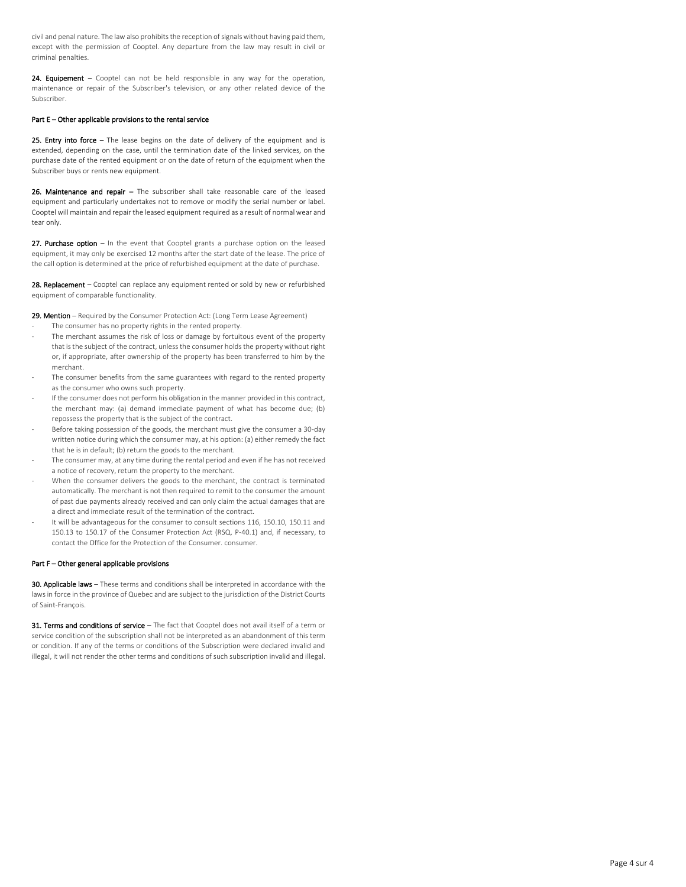civil and penal nature. The law also prohibits the reception of signals without having paid them, except with the permission of Cooptel. Any departure from the law may result in civil or criminal penalties.

**24. Equipement** – Cooptel can not be held responsible in any way for the operation, maintenance or repair of the Subscriber's television, or any other related device of the Subscriber.

### Part E – Other applicable provisions to the rental service

**25. Entry into force** – The lease begins on the date of delivery of the equipment and is extended, depending on the case, until the termination date of the linked services, on the purchase date of the rented equipment or on the date of return of the equipment when the Subscriber buys or rents new equipment.

**26. Maintenance and repair –** The subscriber shall take reasonable care of the leased equipment and particularly undertakes not to remove or modify the serial number or label. Cooptel will maintain and repair the leased equipment required as a result of normal wear and tear only.

**27. Purchase option** – In the event that Cooptel grants a purchase option on the leased equipment, it may only be exercised 12 months after the start date of the lease. The price of the call option is determined at the price of refurbished equipment at the date of purchase.

**28. Replacement** – Cooptel can replace any equipment rented or sold by new or refurbished equipment of comparable functionality.

**29. Mention** – Required by the Consumer Protection Act: (Long Term Lease Agreement)

- The consumer has no property rights in the rented property.
- The merchant assumes the risk of loss or damage by fortuitous event of the property that is the subject of the contract, unless the consumer holds the property without right or, if appropriate, after ownership of the property has been transferred to him by the merchant.
- The consumer benefits from the same guarantees with regard to the rented property as the consumer who owns such property.
- If the consumer does not perform his obligation in the manner provided in this contract, the merchant may: (a) demand immediate payment of what has become due; (b) repossess the property that is the subject of the contract.
- Before taking possession of the goods, the merchant must give the consumer a 30-day written notice during which the consumer may, at his option: (a) either remedy the fact that he is in default; (b) return the goods to the merchant.
- The consumer may, at any time during the rental period and even if he has not received a notice of recovery, return the property to the merchant.
- When the consumer delivers the goods to the merchant, the contract is terminated automatically. The merchant is not then required to remit to the consumer the amount of past due payments already received and can only claim the actual damages that are a direct and immediate result of the termination of the contract.
- It will be advantageous for the consumer to consult sections 116, 150.10, 150.11 and 150.13 to 150.17 of the Consumer Protection Act (RSQ, P-40.1) and, if necessary, to contact the Office for the Protection of the Consumer. consumer.

### Part F – Other general applicable provisions

**30. Applicable laws** – These terms and conditions shall be interpreted in accordance with the laws in force in the province of Quebec and are subject to the jurisdiction of the District Courts of Saint-François.

**31. Terms and conditions of service** – The fact that Cooptel does not avail itself of a term or service condition of the subscription shall not be interpreted as an abandonment of this term or condition. If any of the terms or conditions of the Subscription were declared invalid and illegal, it will not render the other terms and conditions of such subscription invalid and illegal.